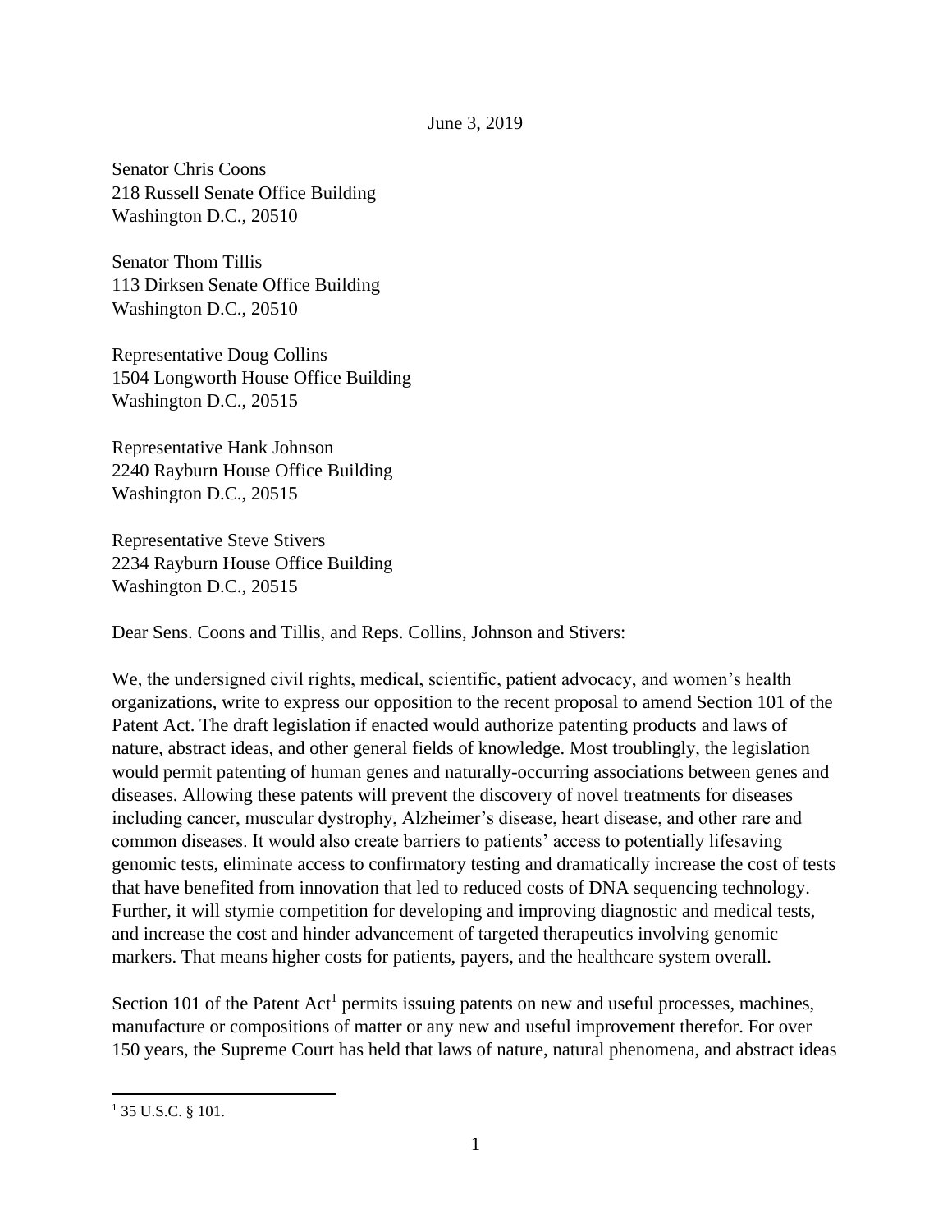June 3, 2019

Senator Chris Coons
218 Russell Senate Office Building
Washington D.C., 20510

Senator Thom Tillis
113 Dirksen Senate Office Building
Washington D.C., 20510

Representative Doug Collins
1504 Longworth House Office Building
Washington D.C., 20515

Representative Hank Johnson
2240 Rayburn House Office Building
Washington D.C., 20515

Representative Steve Stivers
2234 Rayburn House Office Building
Washington D.C., 20515

Dear Sens. Coons and Tillis, and Reps. Collins, Johnson and Stivers:

We, the undersigned civil rights, medical, scientific, patient advocacy, and women's health organizations, write to express our opposition to the recent proposal to amend Section 101 of the Patent Act. The draft legislation if enacted would authorize patenting products and laws of nature, abstract ideas, and other general fields of knowledge. Most troublingly, the legislation would permit patenting of human genes and naturally-occurring associations between genes and diseases. Allowing these patents will prevent the discovery of novel treatments for diseases including cancer, muscular dystrophy, Alzheimer's disease, heart disease, and other rare and common diseases. It would also create barriers to patients' access to potentially lifesaving genomic tests, eliminate access to confirmatory testing and dramatically increase the cost of tests that have benefited from innovation that led to reduced costs of DNA sequencing technology. Further, it will stymie competition for developing and improving diagnostic and medical tests, and increase the cost and hinder advancement of targeted therapeutics involving genomic markers. That means higher costs for patients, payers, and the healthcare system overall.

Section 101 of the Patent Act[1] permits issuing patents on new and useful processes, machines, manufacture or compositions of matter or any new and useful improvement therefor. For over 150 years, the Supreme Court has held that laws of nature, natural phenomena, and abstract ideas

[1] 35 U.S.C. § 101.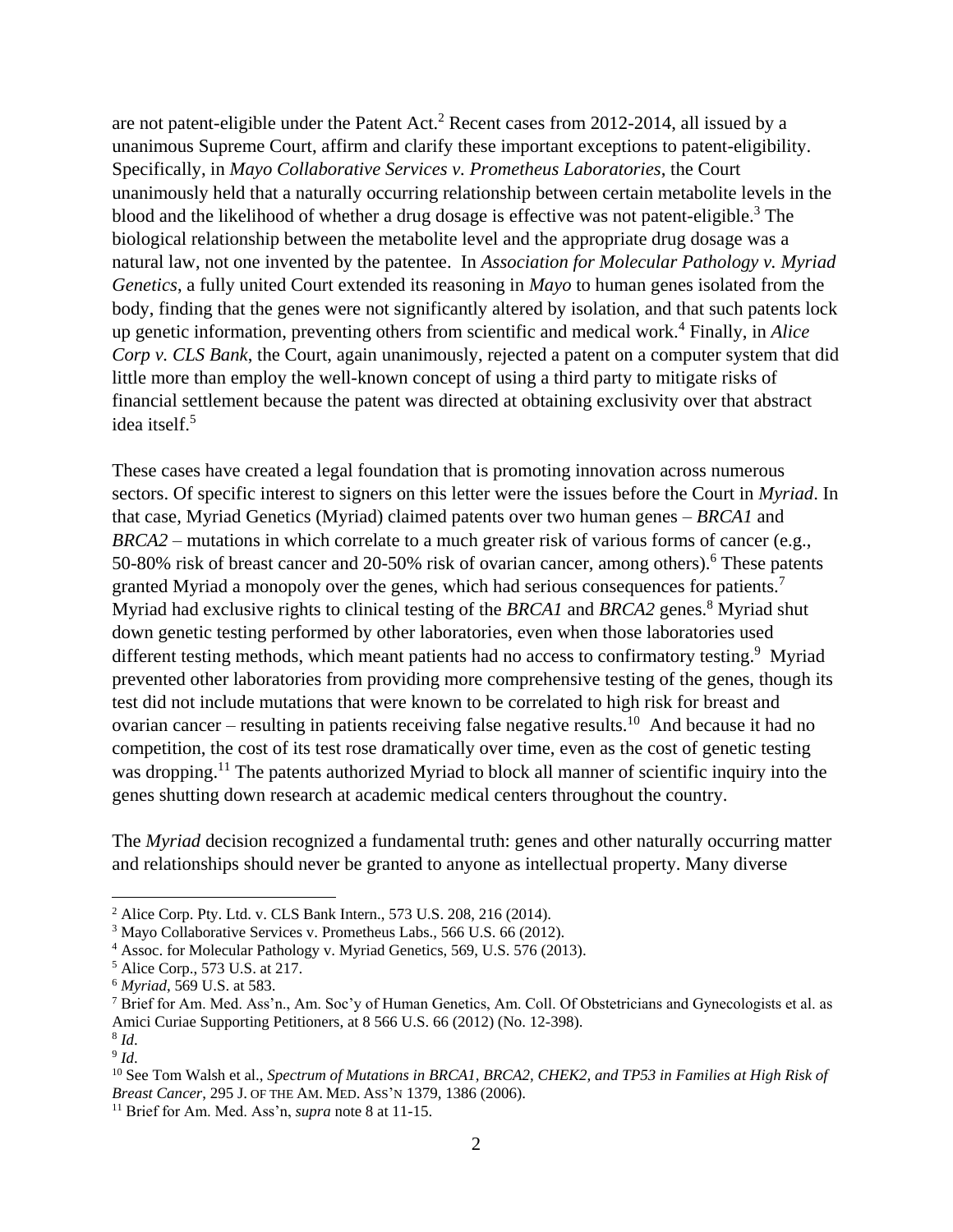are not patent-eligible under the Patent Act.[2] Recent cases from 2012-2014, all issued by a unanimous Supreme Court, affirm and clarify these important exceptions to patent-eligibility. Specifically, in *Mayo Collaborative Services v. Prometheus Laboratories*, the Court unanimously held that a naturally occurring relationship between certain metabolite levels in the blood and the likelihood of whether a drug dosage is effective was not patent-eligible.[3] The biological relationship between the metabolite level and the appropriate drug dosage was a natural law, not one invented by the patentee. In *Association for Molecular Pathology v. Myriad Genetics*, a fully united Court extended its reasoning in *Mayo* to human genes isolated from the body, finding that the genes were not significantly altered by isolation, and that such patents lock up genetic information, preventing others from scientific and medical work.[4] Finally, in *Alice Corp v. CLS Bank*, the Court, again unanimously, rejected a patent on a computer system that did little more than employ the well-known concept of using a third party to mitigate risks of financial settlement because the patent was directed at obtaining exclusivity over that abstract idea itself.[5]

These cases have created a legal foundation that is promoting innovation across numerous sectors. Of specific interest to signers on this letter were the issues before the Court in *Myriad*. In that case, Myriad Genetics (Myriad) claimed patents over two human genes – *BRCA1* and *BRCA2* – mutations in which correlate to a much greater risk of various forms of cancer (e.g., 50-80% risk of breast cancer and 20-50% risk of ovarian cancer, among others).[6] These patents granted Myriad a monopoly over the genes, which had serious consequences for patients.[7] Myriad had exclusive rights to clinical testing of the *BRCA1* and *BRCA2* genes.[8] Myriad shut down genetic testing performed by other laboratories, even when those laboratories used different testing methods, which meant patients had no access to confirmatory testing.[9] Myriad prevented other laboratories from providing more comprehensive testing of the genes, though its test did not include mutations that were known to be correlated to high risk for breast and ovarian cancer – resulting in patients receiving false negative results.[10] And because it had no competition, the cost of its test rose dramatically over time, even as the cost of genetic testing was dropping.[11] The patents authorized Myriad to block all manner of scientific inquiry into the genes shutting down research at academic medical centers throughout the country.

The *Myriad* decision recognized a fundamental truth: genes and other naturally occurring matter and relationships should never be granted to anyone as intellectual property. Many diverse

---

[2] Alice Corp. Pty. Ltd. v. CLS Bank Intern., 573 U.S. 208, 216 (2014).

[3] Mayo Collaborative Services v. Prometheus Labs., 566 U.S. 66 (2012).

[4] Assoc. for Molecular Pathology v. Myriad Genetics, 569, U.S. 576 (2013).

[5] Alice Corp., 573 U.S. at 217.

[6] *Myriad*, 569 U.S. at 583.

[7] Brief for Am. Med. Ass'n., Am. Soc'y of Human Genetics, Am. Coll. Of Obstetricians and Gynecologists et al. as Amici Curiae Supporting Petitioners, at 8 566 U.S. 66 (2012) (No. 12-398).

[8] *Id*.

[9] *Id*.

[10] See Tom Walsh et al., *Spectrum of Mutations in BRCA1, BRCA2, CHEK2, and TP53 in Families at High Risk of Breast Cancer*, 295 J. OF THE AM. MED. ASS'N 1379, 1386 (2006).

[11] Brief for Am. Med. Ass'n, *supra* note 8 at 11-15.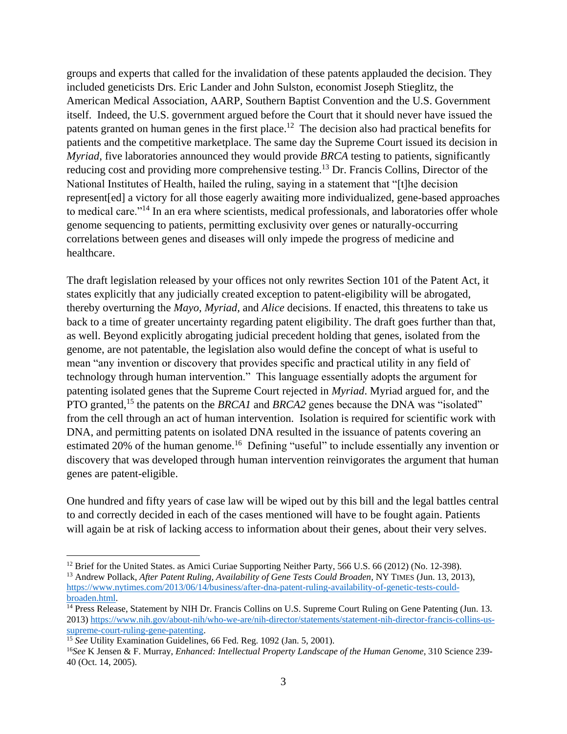groups and experts that called for the invalidation of these patents applauded the decision. They included geneticists Drs. Eric Lander and John Sulston, economist Joseph Stieglitz, the American Medical Association, AARP, Southern Baptist Convention and the U.S. Government itself. Indeed, the U.S. government argued before the Court that it should never have issued the patents granted on human genes in the first place.[12] The decision also had practical benefits for patients and the competitive marketplace. The same day the Supreme Court issued its decision in *Myriad*, five laboratories announced they would provide *BRCA* testing to patients, significantly reducing cost and providing more comprehensive testing.[13] Dr. Francis Collins, Director of the National Institutes of Health, hailed the ruling, saying in a statement that "[t]he decision represent[ed] a victory for all those eagerly awaiting more individualized, gene-based approaches to medical care."[14] In an era where scientists, medical professionals, and laboratories offer whole genome sequencing to patients, permitting exclusivity over genes or naturally-occurring correlations between genes and diseases will only impede the progress of medicine and healthcare.

The draft legislation released by your offices not only rewrites Section 101 of the Patent Act, it states explicitly that any judicially created exception to patent-eligibility will be abrogated, thereby overturning the *Mayo*, *Myriad,* and *Alice* decisions. If enacted, this threatens to take us back to a time of greater uncertainty regarding patent eligibility. The draft goes further than that, as well. Beyond explicitly abrogating judicial precedent holding that genes, isolated from the genome, are not patentable, the legislation also would define the concept of what is useful to mean "any invention or discovery that provides specific and practical utility in any field of technology through human intervention." This language essentially adopts the argument for patenting isolated genes that the Supreme Court rejected in *Myriad*. Myriad argued for, and the PTO granted,[15] the patents on the *BRCA1* and *BRCA2* genes because the DNA was "isolated" from the cell through an act of human intervention. Isolation is required for scientific work with DNA, and permitting patents on isolated DNA resulted in the issuance of patents covering an estimated 20% of the human genome.[16] Defining "useful" to include essentially any invention or discovery that was developed through human intervention reinvigorates the argument that human genes are patent-eligible.

One hundred and fifty years of case law will be wiped out by this bill and the legal battles central to and correctly decided in each of the cases mentioned will have to be fought again. Patients will again be at risk of lacking access to information about their genes, about their very selves.

---

[12] Brief for the United States. as Amici Curiae Supporting Neither Party, 566 U.S. 66 (2012) (No. 12-398).

[13] Andrew Pollack, *After Patent Ruling, Availability of Gene Tests Could Broaden*, NY TIMES (Jun. 13, 2013), https://www.nytimes.com/2013/06/14/business/after-dna-patent-ruling-availability-of-genetic-tests-could-broaden.html.

[14] Press Release, Statement by NIH Dr. Francis Collins on U.S. Supreme Court Ruling on Gene Patenting (Jun. 13. 2013) https://www.nih.gov/about-nih/who-we-are/nih-director/statements/statement-nih-director-francis-collins-us-supreme-court-ruling-gene-patenting.

[15] *See* Utility Examination Guidelines, 66 Fed. Reg. 1092 (Jan. 5, 2001).

[16] *See* K Jensen & F. Murray, *Enhanced: Intellectual Property Landscape of the Human Genome*, 310 Science 239-40 (Oct. 14, 2005).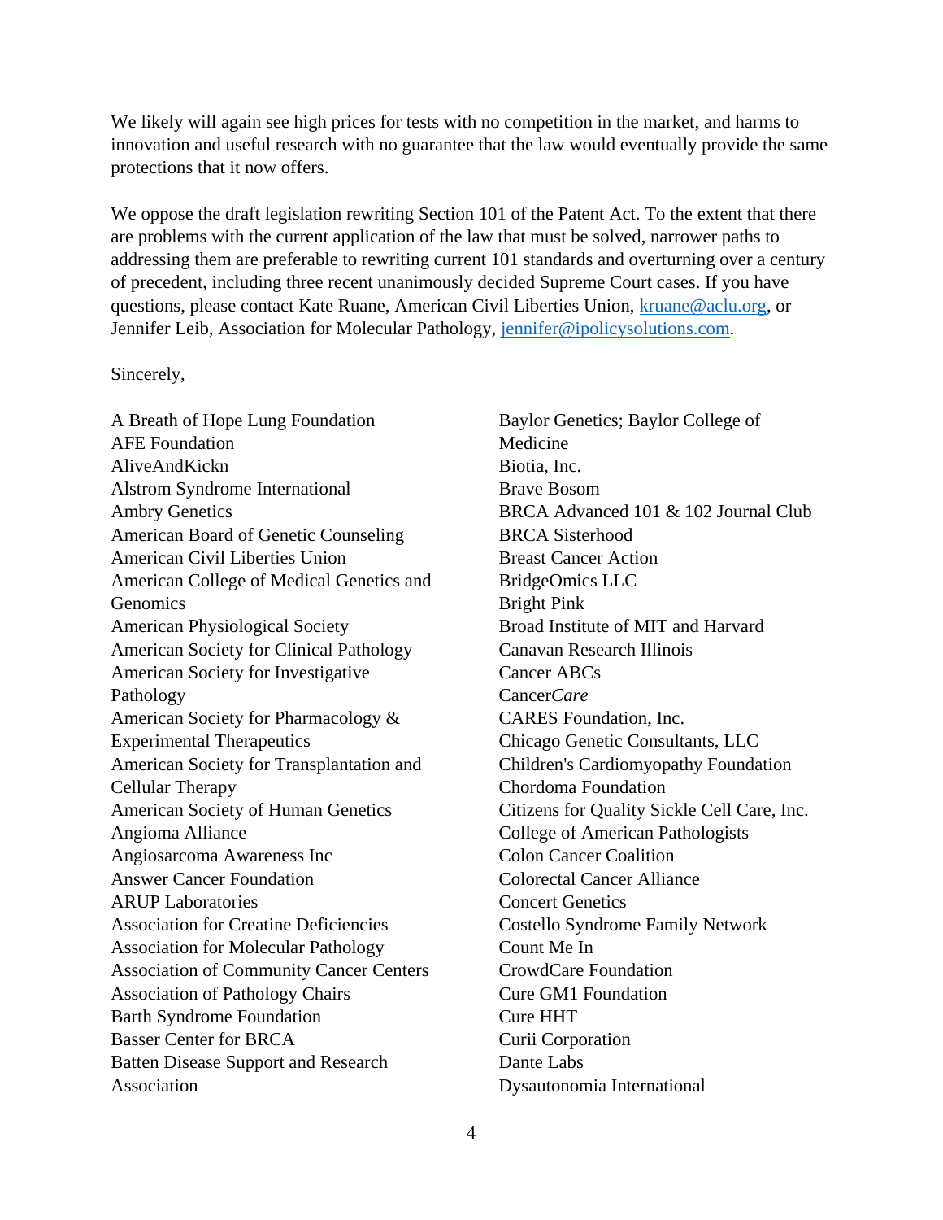We likely will again see high prices for tests with no competition in the market, and harms to innovation and useful research with no guarantee that the law would eventually provide the same protections that it now offers.

We oppose the draft legislation rewriting Section 101 of the Patent Act. To the extent that there are problems with the current application of the law that must be solved, narrower paths to addressing them are preferable to rewriting current 101 standards and overturning over a century of precedent, including three recent unanimously decided Supreme Court cases. If you have questions, please contact Kate Ruane, American Civil Liberties Union, [kruane@aclu.org](mailto:kruane@aclu.org), or Jennifer Leib, Association for Molecular Pathology, [jennifer@ipolicysolutions.com](mailto:jennifer@ipolicysolutions.com).

Sincerely,

A Breath of Hope Lung Foundation
AFE Foundation
AliveAndKickn
Alstrom Syndrome International
Ambry Genetics
American Board of Genetic Counseling
American Civil Liberties Union
American College of Medical Genetics and Genomics
American Physiological Society
American Society for Clinical Pathology
American Society for Investigative Pathology
American Society for Pharmacology & Experimental Therapeutics
American Society for Transplantation and Cellular Therapy
American Society of Human Genetics
Angioma Alliance
Angiosarcoma Awareness Inc
Answer Cancer Foundation
ARUP Laboratories
Association for Creatine Deficiencies
Association for Molecular Pathology
Association of Community Cancer Centers
Association of Pathology Chairs
Barth Syndrome Foundation
Basser Center for BRCA
Batten Disease Support and Research Association
Baylor Genetics; Baylor College of Medicine
Biotia, Inc.
Brave Bosom
BRCA Advanced 101 & 102 Journal Club
BRCA Sisterhood
Breast Cancer Action
BridgeOmics LLC
Bright Pink
Broad Institute of MIT and Harvard
Canavan Research Illinois
Cancer ABCs
Cancer*Care*
CARES Foundation, Inc.
Chicago Genetic Consultants, LLC
Children's Cardiomyopathy Foundation
Chordoma Foundation
Citizens for Quality Sickle Cell Care, Inc.
College of American Pathologists
Colon Cancer Coalition
Colorectal Cancer Alliance
Concert Genetics
Costello Syndrome Family Network
Count Me In
CrowdCare Foundation
Cure GM1 Foundation
Cure HHT
Curii Corporation
Dante Labs
Dysautonomia International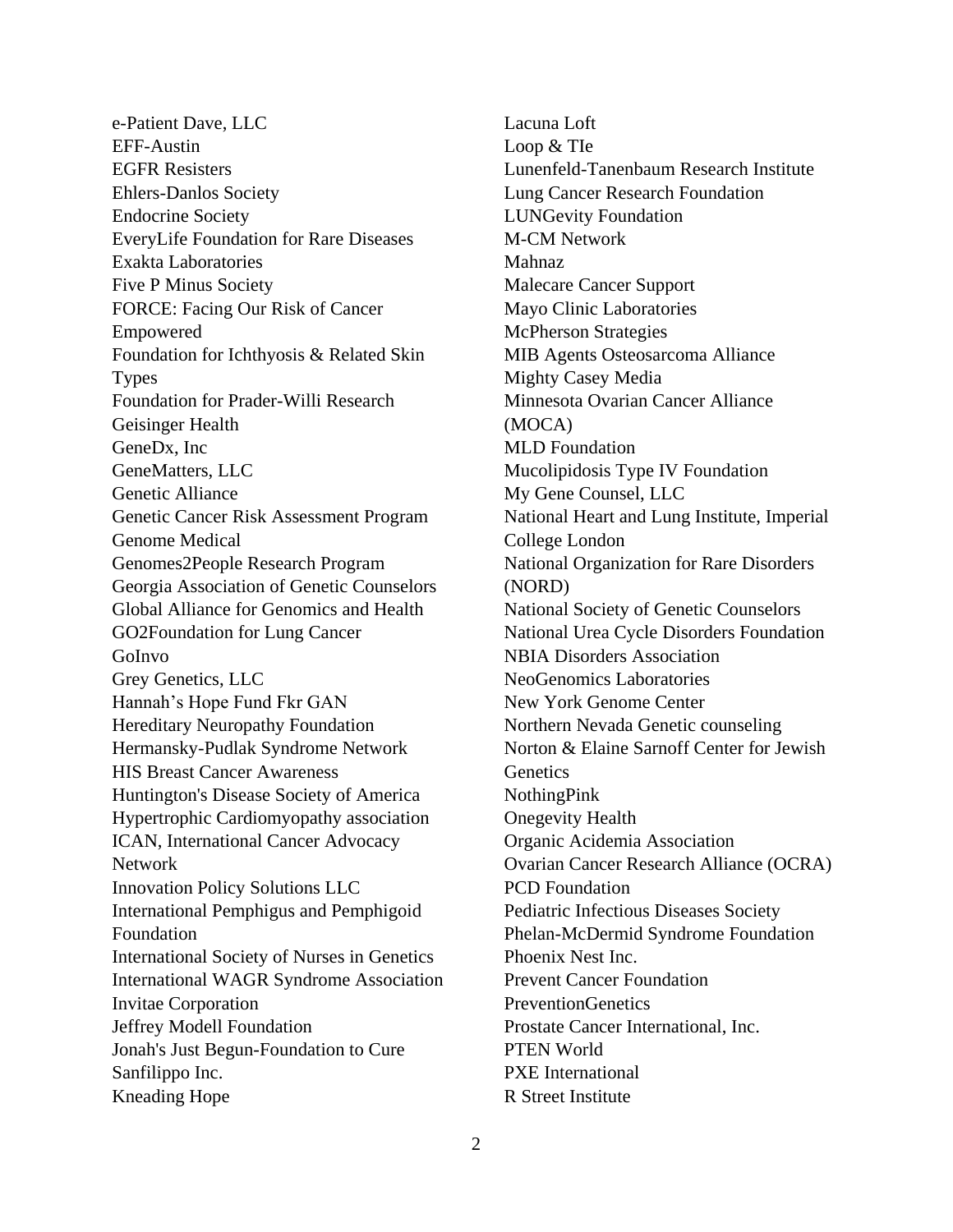e-Patient Dave, LLC
EFF-Austin
EGFR Resisters
Ehlers-Danlos Society
Endocrine Society
EveryLife Foundation for Rare Diseases
Exakta Laboratories
Five P Minus Society
FORCE: Facing Our Risk of Cancer Empowered
Foundation for Ichthyosis & Related Skin Types
Foundation for Prader-Willi Research
Geisinger Health
GeneDx, Inc
GeneMatters, LLC
Genetic Alliance
Genetic Cancer Risk Assessment Program
Genome Medical
Genomes2People Research Program
Georgia Association of Genetic Counselors
Global Alliance for Genomics and Health
GO2Foundation for Lung Cancer
GoInvo
Grey Genetics, LLC
Hannah's Hope Fund Fkr GAN
Hereditary Neuropathy Foundation
Hermansky-Pudlak Syndrome Network
HIS Breast Cancer Awareness
Huntington's Disease Society of America
Hypertrophic Cardiomyopathy association
ICAN, International Cancer Advocacy Network
Innovation Policy Solutions LLC
International Pemphigus and Pemphigoid Foundation
International Society of Nurses in Genetics
International WAGR Syndrome Association
Invitae Corporation
Jeffrey Modell Foundation
Jonah's Just Begun-Foundation to Cure Sanfilippo Inc.
Kneading Hope
Lacuna Loft
Loop & TIe
Lunenfeld-Tanenbaum Research Institute
Lung Cancer Research Foundation
LUNGevity Foundation
M-CM Network
Mahnaz
Malecare Cancer Support
Mayo Clinic Laboratories
McPherson Strategies
MIB Agents Osteosarcoma Alliance
Mighty Casey Media
Minnesota Ovarian Cancer Alliance (MOCA)
MLD Foundation
Mucolipidosis Type IV Foundation
My Gene Counsel, LLC
National Heart and Lung Institute, Imperial College London
National Organization for Rare Disorders (NORD)
National Society of Genetic Counselors
National Urea Cycle Disorders Foundation
NBIA Disorders Association
NeoGenomics Laboratories
New York Genome Center
Northern Nevada Genetic counseling
Norton & Elaine Sarnoff Center for Jewish Genetics
NothingPink
Onegevity Health
Organic Acidemia Association
Ovarian Cancer Research Alliance (OCRA)
PCD Foundation
Pediatric Infectious Diseases Society
Phelan-McDermid Syndrome Foundation
Phoenix Nest Inc.
Prevent Cancer Foundation
PreventionGenetics
Prostate Cancer International, Inc.
PTEN World
PXE International
R Street Institute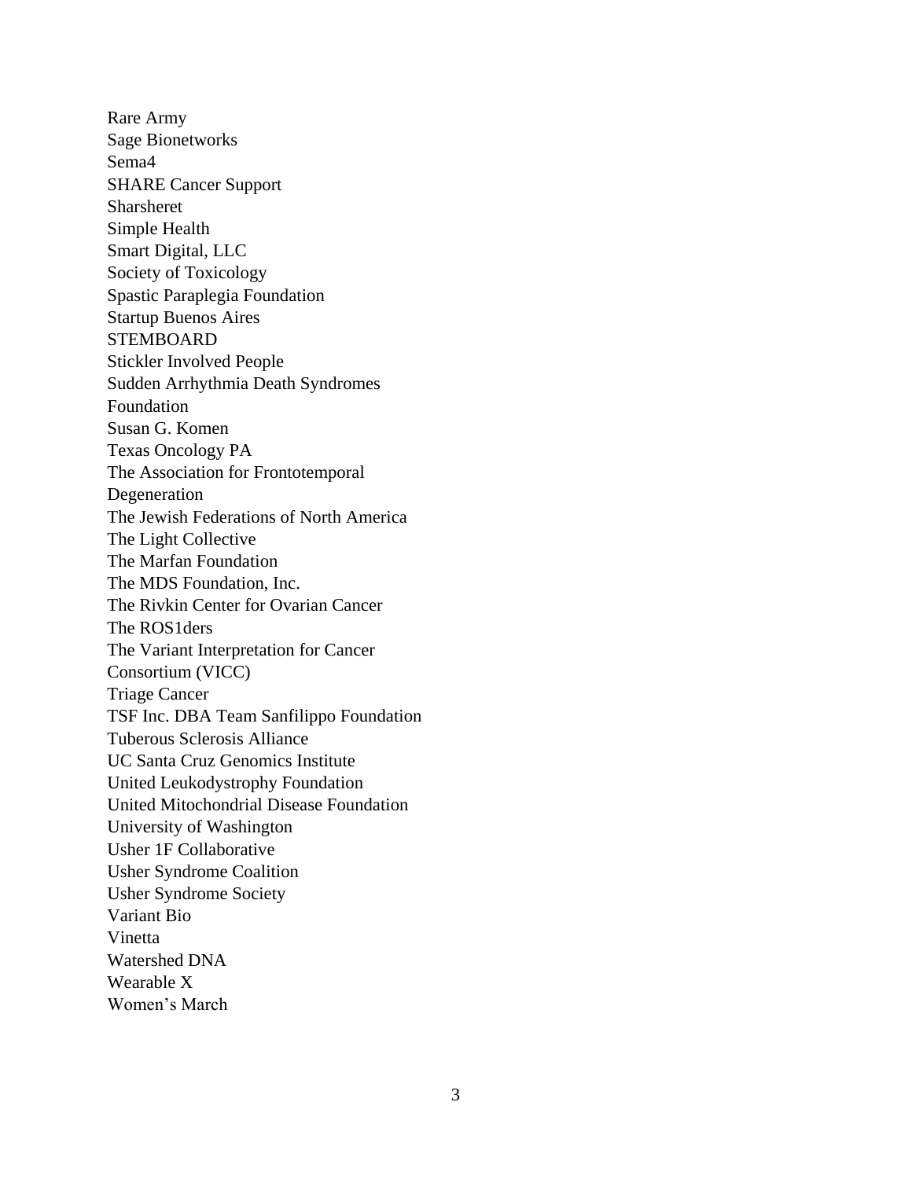Rare Army
Sage Bionetworks
Sema4
SHARE Cancer Support
Sharsheret
Simple Health
Smart Digital, LLC
Society of Toxicology
Spastic Paraplegia Foundation
Startup Buenos Aires
STEMBOARD
Stickler Involved People
Sudden Arrhythmia Death Syndromes Foundation
Susan G. Komen
Texas Oncology PA
The Association for Frontotemporal Degeneration
The Jewish Federations of North America
The Light Collective
The Marfan Foundation
The MDS Foundation, Inc.
The Rivkin Center for Ovarian Cancer
The ROS1ders
The Variant Interpretation for Cancer Consortium (VICC)
Triage Cancer
TSF Inc. DBA Team Sanfilippo Foundation
Tuberous Sclerosis Alliance
UC Santa Cruz Genomics Institute
United Leukodystrophy Foundation
United Mitochondrial Disease Foundation
University of Washington
Usher 1F Collaborative
Usher Syndrome Coalition
Usher Syndrome Society
Variant Bio
Vinetta
Watershed DNA
Wearable X
Women's March